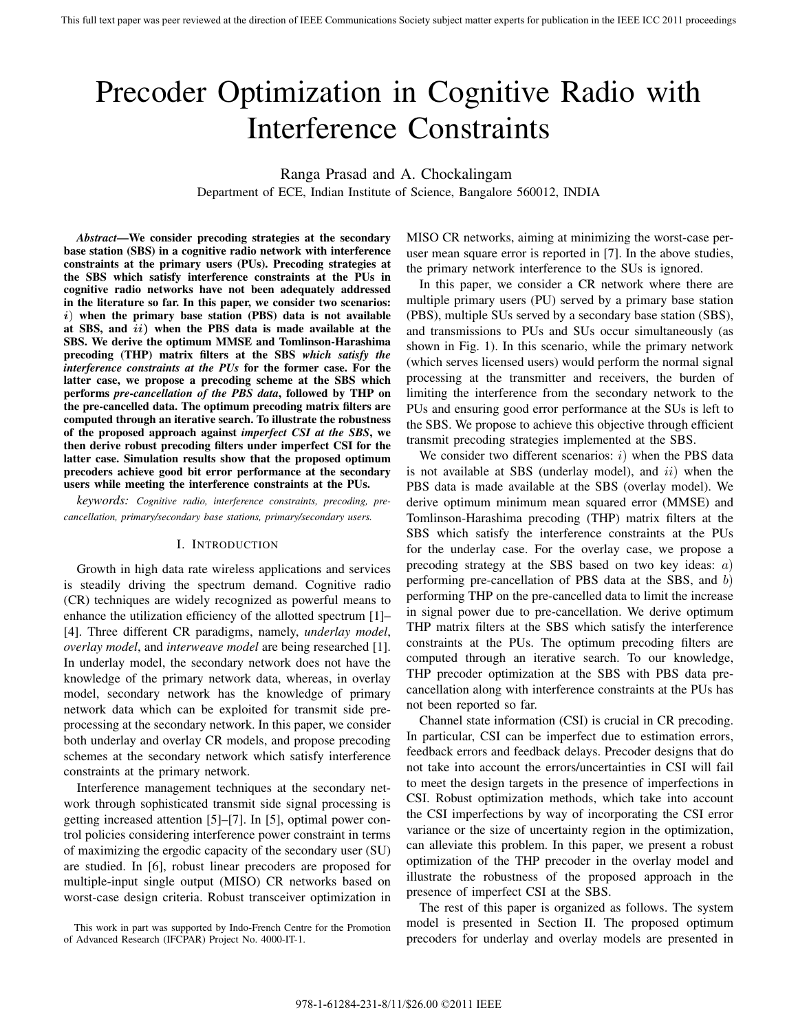# Precoder Optimization in Cognitive Radio with Interference Constraints

Ranga Prasad and A. Chockalingam
Department of ECE, Indian Institute of Science, Bangalore 560012, INDIA

***Abstract*—We consider precoding strategies at the secondary base station (SBS) in a cognitive radio network with interference constraints at the primary users (PUs). Precoding strategies at the SBS which satisfy interference constraints at the PUs in cognitive radio networks have not been adequately addressed in the literature so far. In this paper, we consider two scenarios: $i)$ when the primary base station (PBS) data is not available at SBS, and $ii)$ when the PBS data is made available at the SBS. We derive the optimum MMSE and Tomlinson-Harashima precoding (THP) matrix filters at the SBS *which satisfy the interference constraints at the PUs* for the former case. For the latter case, we propose a precoding scheme at the SBS which performs *pre-cancellation of the PBS data*, followed by THP on the pre-cancelled data. The optimum precoding matrix filters are computed through an iterative search. To illustrate the robustness of the proposed approach against *imperfect CSI at the SBS*, we then derive robust precoding filters under imperfect CSI for the latter case. Simulation results show that the proposed optimum precoders achieve good bit error performance at the secondary users while meeting the interference constraints at the PUs.**

*keywords: Cognitive radio, interference constraints, precoding, pre-cancellation, primary/secondary base stations, primary/secondary users.*

## I. Introduction

Growth in high data rate wireless applications and services is steadily driving the spectrum demand. Cognitive radio (CR) techniques are widely recognized as powerful means to enhance the utilization efficiency of the allotted spectrum [1]–[4]. Three different CR paradigms, namely, *underlay model*, *overlay model*, and *interweave model* are being researched [1]. In underlay model, the secondary network does not have the knowledge of the primary network data, whereas, in overlay model, secondary network has the knowledge of primary network data which can be exploited for transmit side pre-processing at the secondary network. In this paper, we consider both underlay and overlay CR models, and propose precoding schemes at the secondary network which satisfy interference constraints at the primary network.

Interference management techniques at the secondary network through sophisticated transmit side signal processing is getting increased attention [5]–[7]. In [5], optimal power control policies considering interference power constraint in terms of maximizing the ergodic capacity of the secondary user (SU) are studied. In [6], robust linear precoders are proposed for multiple-input single output (MISO) CR networks based on worst-case design criteria. Robust transceiver optimization in MISO CR networks, aiming at minimizing the worst-case per-user mean square error is reported in [7]. In the above studies, the primary network interference to the SUs is ignored.

In this paper, we consider a CR network where there are multiple primary users (PU) served by a primary base station (PBS), multiple SUs served by a secondary base station (SBS), and transmissions to PUs and SUs occur simultaneously (as shown in Fig. 1). In this scenario, while the primary network (which serves licensed users) would perform the normal signal processing at the transmitter and receivers, the burden of limiting the interference from the secondary network to the PUs and ensuring good error performance at the SUs is left to the SBS. We propose to achieve this objective through efficient transmit precoding strategies implemented at the SBS.

We consider two different scenarios: $i)$ when the PBS data is not available at SBS (underlay model), and $ii)$ when the PBS data is made available at the SBS (overlay model). We derive optimum minimum mean squared error (MMSE) and Tomlinson-Harashima precoding (THP) matrix filters at the SBS which satisfy the interference constraints at the PUs for the underlay case. For the overlay case, we propose a precoding strategy at the SBS based on two key ideas: $a)$ performing pre-cancellation of PBS data at the SBS, and $b)$ performing THP on the pre-cancelled data to limit the increase in signal power due to pre-cancellation. We derive optimum THP matrix filters at the SBS which satisfy the interference constraints at the PUs. The optimum precoding filters are computed through an iterative search. To our knowledge, THP precoder optimization at the SBS with PBS data pre-cancellation along with interference constraints at the PUs has not been reported so far.

Channel state information (CSI) is crucial in CR precoding. In particular, CSI can be imperfect due to estimation errors, feedback errors and feedback delays. Precoder designs that do not take into account the errors/uncertainties in CSI will fail to meet the design targets in the presence of imperfections in CSI. Robust optimization methods, which take into account the CSI imperfections by way of incorporating the CSI error variance or the size of uncertainty region in the optimization, can alleviate this problem. In this paper, we present a robust optimization of the THP precoder in the overlay model and illustrate the robustness of the proposed approach in the presence of imperfect CSI at the SBS.

The rest of this paper is organized as follows. The system model is presented in Section II. The proposed optimum precoders for underlay and overlay models are presented in

This work in part was supported by Indo-French Centre for the Promotion of Advanced Research (IFCPAR) Project No. 4000-IT-1.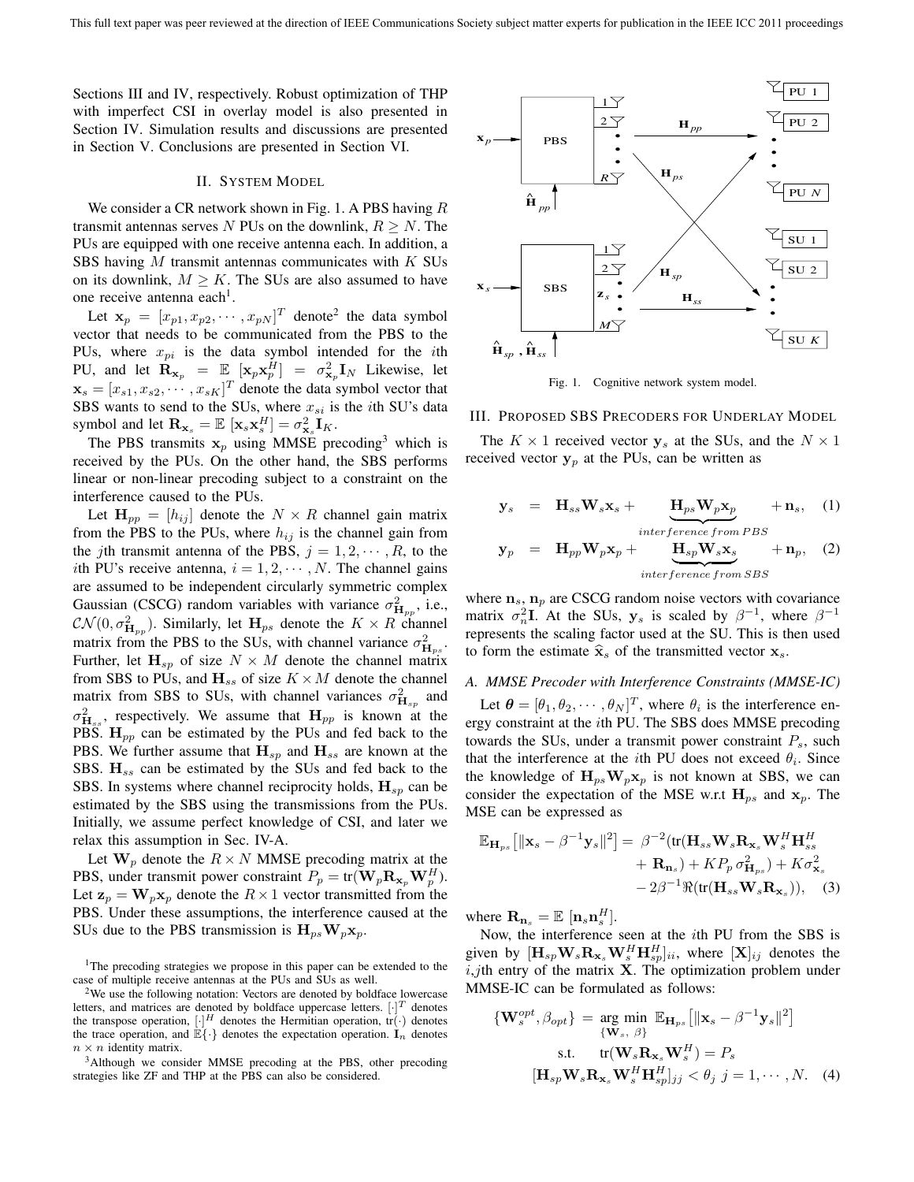Sections III and IV, respectively. Robust optimization of THP with imperfect CSI in overlay model is also presented in Section IV. Simulation results and discussions are presented in Section V. Conclusions are presented in Section VI.

## II. System Model

We consider a CR network shown in Fig. 1. A PBS having $R$ transmit antennas serves $N$ PUs on the downlink, $R \geq N$. The PUs are equipped with one receive antenna each. In addition, a SBS having $M$ transmit antennas communicates with $K$ SUs on its downlink, $M \geq K$. The SUs are also assumed to have one receive antenna each[1].

Let $\mathbf{x}_p = [x_{p1}, x_{p2}, \cdots, x_{pN}]^T$ denote[2] the data symbol vector that needs to be communicated from the PBS to the PUs, where $x_{pi}$ is the data symbol intended for the $i$th PU, and let $\mathbf{R}_{\mathbf{x}_p} = \mathbb{E}\,[\mathbf{x}_p\mathbf{x}_p^H] = \sigma^2_{\mathbf{x}_p}\mathbf{I}_N$ Likewise, let $\mathbf{x}_s = [x_{s1}, x_{s2}, \cdots, x_{sK}]^T$ denote the data symbol vector that SBS wants to send to the SUs, where $x_{si}$ is the $i$th SU's data symbol and let $\mathbf{R}_{\mathbf{x}_s} = \mathbb{E}\,[\mathbf{x}_s\mathbf{x}_s^H] = \sigma^2_{\mathbf{x}_s}\mathbf{I}_K$.

The PBS transmits $\mathbf{x}_p$ using MMSE precoding[3] which is received by the PUs. On the other hand, the SBS performs linear or non-linear precoding subject to a constraint on the interference caused to the PUs.

Let $\mathbf{H}_{pp} = [h_{ij}]$ denote the $N \times R$ channel gain matrix from the PBS to the PUs, where $h_{ij}$ is the channel gain from the $j$th transmit antenna of the PBS, $j = 1, 2, \cdots, R$, to the $i$th PU's receive antenna, $i = 1, 2, \cdots, N$. The channel gains are assumed to be independent circularly symmetric complex Gaussian (CSCG) random variables with variance $\sigma^2_{\mathbf{H}_{pp}}$, i.e., $\mathcal{CN}(0, \sigma^2_{\mathbf{H}_{pp}})$. Similarly, let $\mathbf{H}_{ps}$ denote the $K \times R$ channel matrix from the PBS to the SUs, with channel variance $\sigma^2_{\mathbf{H}_{ps}}$. Further, let $\mathbf{H}_{sp}$ of size $N \times M$ denote the channel matrix from SBS to PUs, and $\mathbf{H}_{ss}$ of size $K \times M$ denote the channel matrix from SBS to SUs, with channel variances $\sigma^2_{\mathbf{H}_{sp}}$ and $\sigma^2_{\mathbf{H}_{ss}}$, respectively. We assume that $\mathbf{H}_{pp}$ is known at the PBS. $\mathbf{H}_{pp}$ can be estimated by the PUs and fed back to the PBS. We further assume that $\mathbf{H}_{sp}$ and $\mathbf{H}_{ss}$ are known at the SBS. $\mathbf{H}_{ss}$ can be estimated by the SUs and fed back to the SBS. In systems where channel reciprocity holds, $\mathbf{H}_{sp}$ can be estimated by the SBS using the transmissions from the PUs. Initially, we assume perfect knowledge of CSI, and later we relax this assumption in Sec. IV-A.

Let $\mathbf{W}_p$ denote the $R \times N$ MMSE precoding matrix at the PBS, under transmit power constraint $P_p = \text{tr}(\mathbf{W}_p\mathbf{R}_{\mathbf{x}_p}\mathbf{W}_p^H)$. Let $\mathbf{z}_p = \mathbf{W}_p\mathbf{x}_p$ denote the $R \times 1$ vector transmitted from the PBS. Under these assumptions, the interference caused at the SUs due to the PBS transmission is $\mathbf{H}_{ps}\mathbf{W}_p\mathbf{x}_p$.

[1]The precoding strategies we propose in this paper can be extended to the case of multiple receive antennas at the PUs and SUs as well.

[2]We use the following notation: Vectors are denoted by boldface lowercase letters, and matrices are denoted by boldface uppercase letters. $[\cdot]^T$ denotes the transpose operation, $[\cdot]^H$ denotes the Hermitian operation, $\text{tr}(\cdot)$ denotes the trace operation, and $\mathbb{E}\{\cdot\}$ denotes the expectation operation. $\mathbf{I}_n$ denotes $n \times n$ identity matrix.

[3]Although we consider MMSE precoding at the PBS, other precoding strategies like ZF and THP at the PBS can also be considered.

Fig. 1. Cognitive network system model.

## III. Proposed SBS Precoders for Underlay Model

The $K \times 1$ received vector $\mathbf{y}_s$ at the SUs, and the $N \times 1$ received vector $\mathbf{y}_p$ at the PUs, can be written as

$$\mathbf{y}_s = \mathbf{H}_{ss}\mathbf{W}_s\mathbf{x}_s + \underbrace{\mathbf{H}_{ps}\mathbf{W}_p\mathbf{x}_p}_{interference\ from\ PBS} + \mathbf{n}_s, \quad (1)$$

$$\mathbf{y}_p = \mathbf{H}_{pp}\mathbf{W}_p\mathbf{x}_p + \underbrace{\mathbf{H}_{sp}\mathbf{W}_s\mathbf{x}_s}_{interference\ from\ SBS} + \mathbf{n}_p, \quad (2)$$

where $\mathbf{n}_s$, $\mathbf{n}_p$ are CSCG random noise vectors with covariance matrix $\sigma_n^2\mathbf{I}$. At the SUs, $\mathbf{y}_s$ is scaled by $\beta^{-1}$, where $\beta^{-1}$ represents the scaling factor used at the SU. This is then used to form the estimate $\widehat{\mathbf{x}}_s$ of the transmitted vector $\mathbf{x}_s$.

### A. MMSE Precoder with Interference Constraints (MMSE-IC)

Let $\boldsymbol{\theta} = [\theta_1, \theta_2, \cdots, \theta_N]^T$, where $\theta_i$ is the interference energy constraint at the $i$th PU. The SBS does MMSE precoding towards the SUs, under a transmit power constraint $P_s$, such that the interference at the $i$th PU does not exceed $\theta_i$. Since the knowledge of $\mathbf{H}_{ps}\mathbf{W}_p\mathbf{x}_p$ is not known at SBS, we can consider the expectation of the MSE w.r.t $\mathbf{H}_{ps}$ and $\mathbf{x}_p$. The MSE can be expressed as

$$\begin{aligned}\mathbb{E}_{\mathbf{H}_{ps}}\big[\|\mathbf{x}_s - \beta^{-1}\mathbf{y}_s\|^2\big] = \ &\beta^{-2}(\text{tr}(\mathbf{H}_{ss}\mathbf{W}_s\mathbf{R}_{\mathbf{x}_s}\mathbf{W}_s^H\mathbf{H}_{ss}^H \\ &+ \mathbf{R}_{\mathbf{n}_s}) + KP_p\,\sigma^2_{\mathbf{H}_{ps}}) + K\sigma^2_{\mathbf{x}_s} \\ &- 2\beta^{-1}\Re(\text{tr}(\mathbf{H}_{ss}\mathbf{W}_s\mathbf{R}_{\mathbf{x}_s})), \quad (3)\end{aligned}$$

where $\mathbf{R}_{\mathbf{n}_s} = \mathbb{E}\,[\mathbf{n}_s\mathbf{n}_s^H]$.

Now, the interference seen at the $i$th PU from the SBS is given by $[\mathbf{H}_{sp}\mathbf{W}_s\mathbf{R}_{\mathbf{x}_s}\mathbf{W}_s^H\mathbf{H}_{sp}^H]_{ii}$, where $[\mathbf{X}]_{ij}$ denotes the $i$,$j$th entry of the matrix $\mathbf{X}$. The optimization problem under MMSE-IC can be formulated as follows:

$$\begin{aligned}\{\mathbf{W}_s^{opt}, \beta_{opt}\} = \ &\underset{\{\mathbf{W}_s,\ \beta\}}{\arg\min}\ \mathbb{E}_{\mathbf{H}_{ps}}\big[\|\mathbf{x}_s - \beta^{-1}\mathbf{y}_s\|^2\big] \\ &\text{s.t.} \quad \text{tr}(\mathbf{W}_s\mathbf{R}_{\mathbf{x}_s}\mathbf{W}_s^H) = P_s \\ &[\mathbf{H}_{sp}\mathbf{W}_s\mathbf{R}_{\mathbf{x}_s}\mathbf{W}_s^H\mathbf{H}_{sp}^H]_{jj} < \theta_j \ \ j = 1, \cdots, N. \quad (4)\end{aligned}$$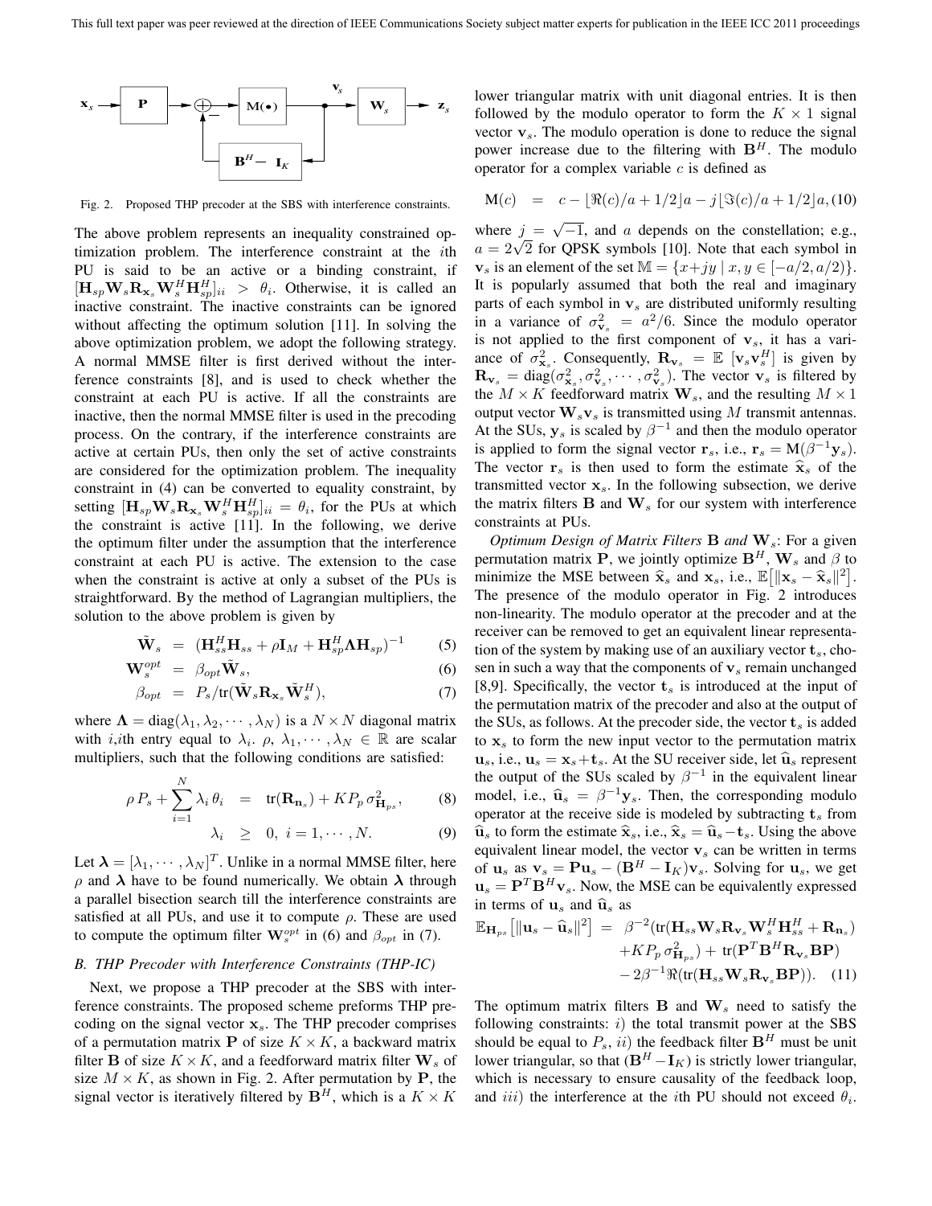Fig. 2. Proposed THP precoder at the SBS with interference constraints.

The above problem represents an inequality constrained optimization problem. The interference constraint at the $i$th PU is said to be an active or a binding constraint, if $[\mathbf{H}_{sp}\mathbf{W}_s\mathbf{R}_{\mathbf{x}_s}\mathbf{W}_s^H\mathbf{H}_{sp}^H]_{ii} > \theta_i$. Otherwise, it is called an inactive constraint. The inactive constraints can be ignored without affecting the optimum solution [11]. In solving the above optimization problem, we adopt the following strategy. A normal MMSE filter is first derived without the interference constraints [8], and is used to check whether the constraint at each PU is active. If all the constraints are inactive, then the normal MMSE filter is used in the precoding process. On the contrary, if the interference constraints are active at certain PUs, then only the set of active constraints are considered for the optimization problem. The inequality constraint in (4) can be converted to equality constraint, by setting $[\mathbf{H}_{sp}\mathbf{W}_s\mathbf{R}_{\mathbf{x}_s}\mathbf{W}_s^H\mathbf{H}_{sp}^H]_{ii} = \theta_i$, for the PUs at which the constraint is active [11]. In the following, we derive the optimum filter under the assumption that the interference constraint at each PU is active. The extension to the case when the constraint is active at only a subset of the PUs is straightforward. By the method of Lagrangian multipliers, the solution to the above problem is given by

$$\tilde{\mathbf{W}}_s = (\mathbf{H}_{ss}^H\mathbf{H}_{ss} + \rho\mathbf{I}_M + \mathbf{H}_{sp}^H\mathbf{\Lambda}\mathbf{H}_{sp})^{-1} \quad (5)$$

$$\mathbf{W}_s^{opt} = \beta_{opt}\tilde{\mathbf{W}}_s, \quad (6)$$

$$\beta_{opt} = P_s/\mathrm{tr}(\tilde{\mathbf{W}}_s\mathbf{R}_{\mathbf{x}_s}\tilde{\mathbf{W}}_s^H), \quad (7)$$

where $\mathbf{\Lambda} = \mathrm{diag}(\lambda_1, \lambda_2, \cdots, \lambda_N)$ is a $N \times N$ diagonal matrix with $i$,$i$th entry equal to $\lambda_i$. $\rho$, $\lambda_1, \cdots, \lambda_N \in \mathbb{R}$ are scalar multipliers, such that the following conditions are satisfied:

$$\rho P_s + \sum_{i=1}^{N} \lambda_i \theta_i = \mathrm{tr}(\mathbf{R}_{\mathbf{n}_s}) + KP_p\,\sigma^2_{\mathbf{H}_{ps}}, \quad (8)$$

$$\lambda_i \geq 0, \; i = 1, \cdots, N. \quad (9)$$

Let $\boldsymbol{\lambda} = [\lambda_1, \cdots, \lambda_N]^T$. Unlike in a normal MMSE filter, here $\rho$ and $\boldsymbol{\lambda}$ have to be found numerically. We obtain $\boldsymbol{\lambda}$ through a parallel bisection search till the interference constraints are satisfied at all PUs, and use it to compute $\rho$. These are used to compute the optimum filter $\mathbf{W}_s^{opt}$ in (6) and $\beta_{opt}$ in (7).

### B. THP Precoder with Interference Constraints (THP-IC)

Next, we propose a THP precoder at the SBS with interference constraints. The proposed scheme preforms THP precoding on the signal vector $\mathbf{x}_s$. The THP precoder comprises of a permutation matrix $\mathbf{P}$ of size $K \times K$, a backward matrix filter $\mathbf{B}$ of size $K \times K$, and a feedforward matrix filter $\mathbf{W}_s$ of size $M \times K$, as shown in Fig. 2. After permutation by $\mathbf{P}$, the signal vector is iteratively filtered by $\mathbf{B}^H$, which is a $K \times K$ lower triangular matrix with unit diagonal entries. It is then followed by the modulo operator to form the $K \times 1$ signal vector $\mathbf{v}_s$. The modulo operation is done to reduce the signal power increase due to the filtering with $\mathbf{B}^H$. The modulo operator for a complex variable $c$ is defined as

$$\mathrm{M}(c) = c - \lfloor\Re(c)/a + 1/2\rfloor a - j\lfloor\Im(c)/a + 1/2\rfloor a, \quad (10)$$

where $j = \sqrt{-1}$, and $a$ depends on the constellation; e.g., $a = 2\sqrt{2}$ for QPSK symbols [10]. Note that each symbol in $\mathbf{v}_s$ is an element of the set $\mathbb{M} = \{x + jy \mid x, y \in [-a/2, a/2)\}$. It is popularly assumed that both the real and imaginary parts of each symbol in $\mathbf{v}_s$ are distributed uniformly resulting in a variance of $\sigma^2_{\mathbf{v}_s} = a^2/6$. Since the modulo operator is not applied to the first component of $\mathbf{v}_s$, it has a variance of $\sigma^2_{\mathbf{x}_s}$. Consequently, $\mathbf{R}_{\mathbf{v}_s} = \mathbb{E}\,[\mathbf{v}_s\mathbf{v}_s^H]$ is given by $\mathbf{R}_{\mathbf{v}_s} = \mathrm{diag}(\sigma^2_{\mathbf{x}_s}, \sigma^2_{\mathbf{v}_s}, \cdots, \sigma^2_{\mathbf{v}_s})$. The vector $\mathbf{v}_s$ is filtered by the $M \times K$ feedforward matrix $\mathbf{W}_s$, and the resulting $M \times 1$ output vector $\mathbf{W}_s\mathbf{v}_s$ is transmitted using $M$ transmit antennas. At the SUs, $\mathbf{y}_s$ is scaled by $\beta^{-1}$ and then the modulo operator is applied to form the signal vector $\mathbf{r}_s$, i.e., $\mathbf{r}_s = \mathrm{M}(\beta^{-1}\mathbf{y}_s)$. The vector $\mathbf{r}_s$ is then used to form the estimate $\widehat{\mathbf{x}}_s$ of the transmitted vector $\mathbf{x}_s$. In the following subsection, we derive the matrix filters $\mathbf{B}$ and $\mathbf{W}_s$ for our system with interference constraints at PUs.

*Optimum Design of Matrix Filters* $\mathbf{B}$ *and* $\mathbf{W}_s$: For a given permutation matrix $\mathbf{P}$, we jointly optimize $\mathbf{B}^H$, $\mathbf{W}_s$ and $\beta$ to minimize the MSE between $\widehat{\mathbf{x}}_s$ and $\mathbf{x}_s$, i.e., $\mathbb{E}\big[\|\mathbf{x}_s - \widehat{\mathbf{x}}_s\|^2\big]$. The presence of the modulo operator in Fig. 2 introduces non-linearity. The modulo operator at the precoder and at the receiver can be removed to get an equivalent linear representation of the system by making use of an auxiliary vector $\mathbf{t}_s$, chosen in such a way that the components of $\mathbf{v}_s$ remain unchanged [8,9]. Specifically, the vector $\mathbf{t}_s$ is introduced at the input of the permutation matrix of the precoder and also at the output of the SUs, as follows. At the precoder side, the vector $\mathbf{t}_s$ is added to $\mathbf{x}_s$ to form the new input vector to the permutation matrix $\mathbf{u}_s$, i.e., $\mathbf{u}_s = \mathbf{x}_s + \mathbf{t}_s$. At the SU receiver side, let $\widehat{\mathbf{u}}_s$ represent the output of the SUs scaled by $\beta^{-1}$ in the equivalent linear model, i.e., $\widehat{\mathbf{u}}_s = \beta^{-1}\mathbf{y}_s$. Then, the corresponding modulo operator at the receive side is modeled by subtracting $\mathbf{t}_s$ from $\widehat{\mathbf{u}}_s$ to form the estimate $\widehat{\mathbf{x}}_s$, i.e., $\widehat{\mathbf{x}}_s = \widehat{\mathbf{u}}_s - \mathbf{t}_s$. Using the above equivalent linear model, the vector $\mathbf{v}_s$ can be written in terms of $\mathbf{u}_s$ as $\mathbf{v}_s = \mathbf{P}\mathbf{u}_s - (\mathbf{B}^H - \mathbf{I}_K)\mathbf{v}_s$. Solving for $\mathbf{u}_s$, we get $\mathbf{u}_s = \mathbf{P}^T\mathbf{B}^H\mathbf{v}_s$. Now, the MSE can be equivalently expressed in terms of $\mathbf{u}_s$ and $\widehat{\mathbf{u}}_s$ as

$$\begin{aligned}\mathbb{E}_{\mathbf{H}_{ps}}\big[\|\mathbf{u}_s - \widehat{\mathbf{u}}_s\|^2\big] = {} & \beta^{-2}(\mathrm{tr}(\mathbf{H}_{ss}\mathbf{W}_s\mathbf{R}_{\mathbf{v}_s}\mathbf{W}_s^H\mathbf{H}_{ss}^H + \mathbf{R}_{\mathbf{n}_s}) \\ & + KP_p\,\sigma^2_{\mathbf{H}_{ps}}) + \mathrm{tr}(\mathbf{P}^T\mathbf{B}^H\mathbf{R}_{\mathbf{v}_s}\mathbf{B}\mathbf{P}) \\ & - 2\beta^{-1}\Re(\mathrm{tr}(\mathbf{H}_{ss}\mathbf{W}_s\mathbf{R}_{\mathbf{v}_s}\mathbf{B}\mathbf{P})). \quad (11)\end{aligned}$$

The optimum matrix filters $\mathbf{B}$ and $\mathbf{W}_s$ need to satisfy the following constraints: $i)$ the total transmit power at the SBS should be equal to $P_s$, $ii)$ the feedback filter $\mathbf{B}^H$ must be unit lower triangular, so that $(\mathbf{B}^H - \mathbf{I}_K)$ is strictly lower triangular, which is necessary to ensure causality of the feedback loop, and $iii)$ the interference at the $i$th PU should not exceed $\theta_i$.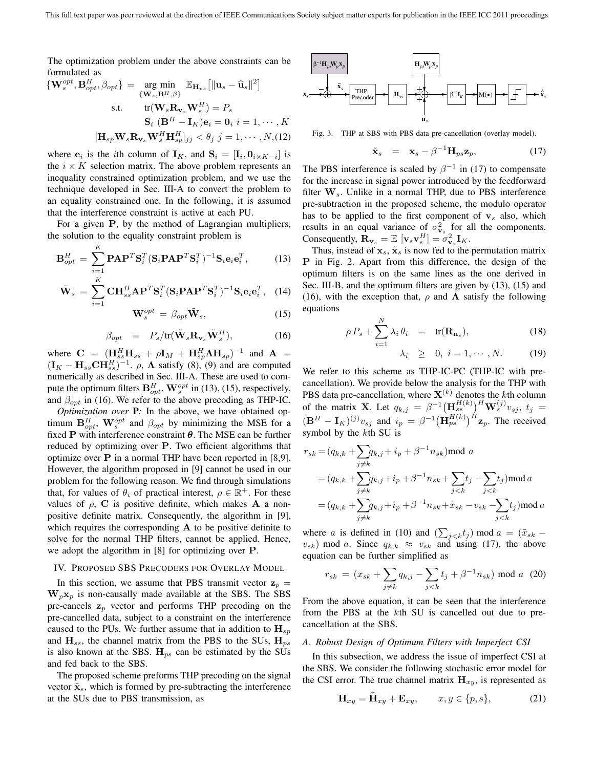The optimization problem under the above constraints can be formulated as

$$
\begin{aligned}
\{\mathbf{W}_s^{opt}, \mathbf{B}_{opt}^H, \beta_{opt}\} &= \underset{\{\mathbf{W}_s, \mathbf{B}^H, \beta\}}{\arg\min} \;\; \mathbb{E}_{\mathbf{H}_{ps}}\left[\|\mathbf{u}_s - \widehat{\mathbf{u}}_s\|^2\right] \\
\text{s.t.} &\quad \text{tr}(\mathbf{W}_s \mathbf{R}_{\mathbf{v}_s} \mathbf{W}_s^H) = P_s \\
&\quad \mathbf{S}_i \ (\mathbf{B}^H - \mathbf{I}_K)\mathbf{e}_i = \mathbf{0}_i \ i = 1, \cdots, K \\
[\mathbf{H}_{sp}\mathbf{W}_s \mathbf{R}_{\mathbf{v}_s} &\mathbf{W}_s^H \mathbf{H}_{sp}^H]_{jj} < \theta_j \ j = 1, \cdots, N, \quad (12)
\end{aligned}
$$

where $\mathbf{e}_i$ is the $i$th column of $\mathbf{I}_K$, and $\mathbf{S}_i = [\mathbf{I}_i, \mathbf{0}_{i\times K-i}]$ is the $i \times K$ selection matrix. The above problem represents an inequality constrained optimization problem, and we use the technique developed in Sec. III-A to convert the problem to an equality constrained one. In the following, it is assumed that the interference constraint is active at each PU.

For a given $\mathbf{P}$, by the method of Lagrangian multipliers, the solution to the equality constraint problem is

$$
\mathbf{B}_{opt}^H = \sum_{i=1}^{K} \mathbf{P}\mathbf{A}\mathbf{P}^T \mathbf{S}_i^T (\mathbf{S}_i \mathbf{P}\mathbf{A}\mathbf{P}^T \mathbf{S}_i^T)^{-1} \mathbf{S}_i \mathbf{e}_i \mathbf{e}_i^T, \quad (13)
$$

$$
\tilde{\mathbf{W}}_s = \sum_{i=1}^{K} \mathbf{C}\mathbf{H}_{ss}^H \mathbf{A}\mathbf{P}^T \mathbf{S}_i^T (\mathbf{S}_i \mathbf{P}\mathbf{A}\mathbf{P}^T \mathbf{S}_i^T)^{-1} \mathbf{S}_i \mathbf{e}_i \mathbf{e}_i^T, \quad (14)
$$

$$
\mathbf{W}_s^{opt} = \beta_{opt} \tilde{\mathbf{W}}_s, \quad (15)
$$

$$
\beta_{opt} = P_s / \text{tr}(\tilde{\mathbf{W}}_s \mathbf{R}_{\mathbf{v}_s} \tilde{\mathbf{W}}_s^H), \quad (16)
$$

where $\mathbf{C} = (\mathbf{H}_{ss}^H \mathbf{H}_{ss} + \rho \mathbf{I}_M + \mathbf{H}_{sp}^H \mathbf{\Lambda} \mathbf{H}_{sp})^{-1}$ and $\mathbf{A} = (\mathbf{I}_K - \mathbf{H}_{ss}\mathbf{C}\mathbf{H}_{ss}^H)^{-1}$. $\rho$, $\mathbf{\Lambda}$ satisfy (8), (9) and are computed numerically as described in Sec. III-A. These are used to compute the optimum filters $\mathbf{B}_{opt}^H, \mathbf{W}_s^{opt}$ in (13), (15), respectively, and $\beta_{opt}$ in (16). We refer to the above precoding as THP-IC.

*Optimization over* $\mathbf{P}$*:* In the above, we have obtained optimum $\mathbf{B}_{opt}^H$, $\mathbf{W}_s^{opt}$ and $\beta_{opt}$ by minimizing the MSE for a fixed $\mathbf{P}$ with interference constraint $\boldsymbol{\theta}$. The MSE can be further reduced by optimizing over $\mathbf{P}$. Two efficient algorithms that optimize over $\mathbf{P}$ in a normal THP have been reported in [8,9]. However, the algorithm proposed in [9] cannot be used in our problem for the following reason. We find through simulations that, for values of $\theta_i$ of practical interest, $\rho \in \mathbb{R}^+$. For these values of $\rho$, $\mathbf{C}$ is positive definite, which makes $\mathbf{A}$ a non-positive definite matrix. Consequently, the algorithm in [9], which requires the corresponding $\mathbf{A}$ to be positive definite to solve for the normal THP filters, cannot be applied. Hence, we adopt the algorithm in [8] for optimizing over $\mathbf{P}$.

## IV. Proposed SBS Precoders for Overlay Model

In this section, we assume that PBS transmit vector $\mathbf{z}_p = \mathbf{W}_p \mathbf{x}_p$ is non-causally made available at the SBS. The SBS pre-cancels $\mathbf{z}_p$ vector and performs THP precoding on the pre-cancelled data, subject to a constraint on the interference caused to the PUs. We further assume that in addition to $\mathbf{H}_{sp}$ and $\mathbf{H}_{ss}$, the channel matrix from the PBS to the SUs, $\mathbf{H}_{ps}$ is also known at the SBS. $\mathbf{H}_{ps}$ can be estimated by the SUs and fed back to the SBS.

The proposed scheme preforms THP precoding on the signal vector $\tilde{\mathbf{x}}_s$, which is formed by pre-subtracting the interference at the SUs due to PBS transmission, as

Fig. 3. THP at SBS with PBS data pre-cancellation (overlay model).

$$
\tilde{\mathbf{x}}_s = \mathbf{x}_s - \beta^{-1} \mathbf{H}_{ps} \mathbf{z}_p, \quad (17)
$$

The PBS interference is scaled by $\beta^{-1}$ in (17) to compensate for the increase in signal power introduced by the feedforward filter $\mathbf{W}_s$. Unlike in a normal THP, due to PBS interference pre-subtraction in the proposed scheme, the modulo operator has to be applied to the first component of $\mathbf{v}_s$ also, which results in an equal variance of $\sigma_{\mathbf{v}_s}^2$ for all the components. Consequently, $\mathbf{R}_{\mathbf{v}_s} = \mathbb{E}\ [\mathbf{v}_s \mathbf{v}_s^H] = \sigma_{\mathbf{v}_s}^2 \mathbf{I}_K$.

Thus, instead of $\mathbf{x}_s$, $\tilde{\mathbf{x}}_s$ is now fed to the permutation matrix $\mathbf{P}$ in Fig. 2. Apart from this difference, the design of the optimum filters is on the same lines as the one derived in Sec. III-B, and the optimum filters are given by (13), (15) and (16), with the exception that, $\rho$ and $\mathbf{\Lambda}$ satisfy the following equations

$$
\rho P_s + \sum_{i=1}^{N} \lambda_i \theta_i = \text{tr}(\mathbf{R}_{\mathbf{n}_s}), \quad (18)
$$

$$
\lambda_i \geq 0, \ i = 1, \cdots, N. \quad (19)
$$

We refer to this scheme as THP-IC-PC (THP-IC with pre-cancellation). We provide below the analysis for the THP with PBS data pre-cancellation, where $\mathbf{X}^{(k)}$ denotes the $k$th column of the matrix $\mathbf{X}$. Let $q_{k,j} = \beta^{-1}\big(\mathbf{H}_{ss}^{H(k)}\big)^H \mathbf{W}_s^{(j)} v_{sj}$, $t_j = (\mathbf{B}^H - \mathbf{I}_K)^{(j)} v_{sj}$ and $i_p = \beta^{-1}\big(\mathbf{H}_{ps}^{H(k)}\big)^H \mathbf{z}_p$. The received symbol by the $k$th SU is

$$
\begin{aligned}
r_{sk} &= (q_{k,k} + \sum_{j\neq k} q_{k,j} + i_p + \beta^{-1} n_{sk}) \bmod a \\
&= (q_{k,k} + \sum_{j\neq k} q_{k,j} + i_p + \beta^{-1} n_{sk} + \sum_{j<k} t_j - \sum_{j<k} t_j) \bmod a \\
&= (q_{k,k} + \sum_{j\neq k} q_{k,j} + i_p + \beta^{-1} n_{sk} + \tilde{x}_{sk} - v_{sk} - \sum_{j<k} t_j) \bmod a
\end{aligned}
$$

where $a$ is defined in (10) and $(\sum_{j<k} t_j) \bmod a = (\tilde{x}_{sk} - v_{sk}) \bmod a$. Since $q_{k,k} \approx v_{sk}$ and using (17), the above equation can be further simplified as

$$
r_{sk} = (x_{sk} + \sum_{j\neq k} q_{k,j} - \sum_{j<k} t_j + \beta^{-1} n_{sk}) \bmod a \quad (20)
$$

From the above equation, it can be seen that the interference from the PBS at the $k$th SU is cancelled out due to pre-cancellation at the SBS.

### A. Robust Design of Optimum Filters with Imperfect CSI

In this subsection, we address the issue of imperfect CSI at the SBS. We consider the following stochastic error model for the CSI error. The true channel matrix $\mathbf{H}_{xy}$, is represented as

$$
\mathbf{H}_{xy} = \widehat{\mathbf{H}}_{xy} + \mathbf{E}_{xy}, \qquad x, y \in \{p, s\}, \quad (21)
$$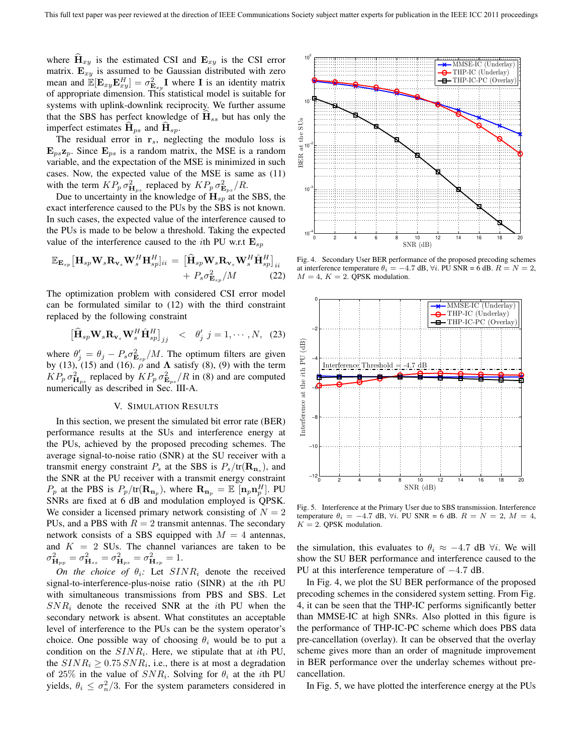where $\widehat{\mathbf{H}}_{xy}$ is the estimated CSI and $\mathbf{E}_{xy}$ is the CSI error matrix. $\mathbf{E}_{xy}$ is assumed to be Gaussian distributed with zero mean and $\mathbb{E}[\mathbf{E}_{xy}\mathbf{E}_{xy}^H] = \sigma^2_{\mathbf{E}_{xy}}\mathbf{I}$ where $\mathbf{I}$ is an identity matrix of appropriate dimension. This statistical model is suitable for systems with uplink-downlink reciprocity. We further assume that the SBS has perfect knowledge of $\widehat{\mathbf{H}}_{ss}$ but has only the imperfect estimates $\widehat{\mathbf{H}}_{ps}$ and $\widehat{\mathbf{H}}_{sp}$.

The residual error in $\mathbf{r}_s$, neglecting the modulo loss is $\mathbf{E}_{ps}\mathbf{z}_p$. Since $\mathbf{E}_{ps}$ is a random matrix, the MSE is a random variable, and the expectation of the MSE is minimized in such cases. Now, the expected value of the MSE is same as (11) with the term $KP_p\sigma^2_{\mathbf{H}_{ps}}$ replaced by $KP_p\sigma^2_{\mathbf{E}_{ps}}/R$.

Due to uncertainty in the knowledge of $\mathbf{H}_{sp}$ at the SBS, the exact interference caused to the PUs by the SBS is not known. In such cases, the expected value of the interference caused to the PUs is made to be below a threshold. Taking the expected value of the interference caused to the $i$th PU w.r.t $\mathbf{E}_{sp}$

$$\mathbb{E}_{\mathbf{E}_{sp}}[\mathbf{H}_{sp}\mathbf{W}_s\mathbf{R}_{\mathbf{v}_s}\mathbf{W}_s^H\mathbf{H}_{sp}^H]_{ii} = [\widehat{\mathbf{H}}_{sp}\mathbf{W}_s\mathbf{R}_{\mathbf{v}_s}\mathbf{W}_s^H\widehat{\mathbf{H}}_{sp}^H]_{ii} + P_s\sigma^2_{\mathbf{E}_{sp}}/M \quad (22)$$

The optimization problem with considered CSI error model can be formulated similar to (12) with the third constraint replaced by the following constraint

$$[\widehat{\mathbf{H}}_{sp}\mathbf{W}_s\mathbf{R}_{\mathbf{v}_s}\mathbf{W}_s^H\widehat{\mathbf{H}}_{sp}^H]_{jj} \;<\; \theta_j' \; j = 1, \cdots, N, \quad (23)$$

where $\theta_j' = \theta_j - P_s\sigma^2_{\mathbf{E}_{sp}}/M$. The optimum filters are given by (13), (15) and (16). $\rho$ and $\mathbf{\Lambda}$ satisfy (8), (9) with the term $KP_p\sigma^2_{\mathbf{H}_{ps}}$ replaced by $KP_p\sigma^2_{\mathbf{E}_{ps}}/R$ in (8) and are computed numerically as described in Sec. III-A.

## V. Simulation Results

In this section, we present the simulated bit error rate (BER) performance results at the SUs and interference energy at the PUs, achieved by the proposed precoding schemes. The average signal-to-noise ratio (SNR) at the SU receiver with a transmit energy constraint $P_s$ at the SBS is $P_s/\text{tr}(\mathbf{R}_{\mathbf{n}_s})$, and the SNR at the PU receiver with a transmit energy constraint $P_p$ at the PBS is $P_p/\text{tr}(\mathbf{R}_{\mathbf{n}_p})$, where $\mathbf{R}_{\mathbf{n}_p} = \mathbb{E}\,[\mathbf{n}_p\mathbf{n}_p^H]$. PU SNRs are fixed at 6 dB and modulation employed is QPSK. We consider a licensed primary network consisting of $N = 2$ PUs, and a PBS with $R = 2$ transmit antennas. The secondary network consists of a SBS equipped with $M = 4$ antennas, and $K = 2$ SUs. The channel variances are taken to be $\sigma^2_{\mathbf{H}_{pp}} = \sigma^2_{\mathbf{H}_{ss}} = \sigma^2_{\mathbf{H}_{ps}} = \sigma^2_{\mathbf{H}_{sp}} = 1$.

*On the choice of $\theta_i$:* Let $SINR_i$ denote the received signal-to-interference-plus-noise ratio (SINR) at the $i$th PU with simultaneous transmissions from PBS and SBS. Let $SNR_i$ denote the received SNR at the $i$th PU when the secondary network is absent. What constitutes an acceptable level of interference to the PUs can be the system operator's choice. One possible way of choosing $\theta_i$ would be to put a condition on the $SINR_i$. Here, we stipulate that at $i$th PU, the $SINR_i \geq 0.75\,SNR_i$, i.e., there is at most a degradation of 25% in the value of $SNR_i$. Solving for $\theta_i$ at the $i$th PU yields, $\theta_i \leq \sigma_n^2/3$. For the system parameters considered in the simulation, this evaluates to $\theta_i \approx -4.7$ dB $\forall i$. We will show the SU BER performance and interference caused to the PU at this interference temperature of $-4.7$ dB.

Fig. 4. Secondary User BER performance of the proposed precoding schemes at interference temperature $\theta_i = -4.7$ dB, $\forall i$. PU SNR = 6 dB. $R = N = 2$, $M = 4$, $K = 2$. QPSK modulation.

Fig. 5. Interference at the Primary User due to SBS transmission. Interference temperature $\theta_i = -4.7$ dB, $\forall i$. PU SNR = 6 dB. $R = N = 2$, $M = 4$, $K = 2$. QPSK modulation.

In Fig. 4, we plot the SU BER performance of the proposed precoding schemes in the considered system setting. From Fig. 4, it can be seen that the THP-IC performs significantly better than MMSE-IC at high SNRs. Also plotted in this figure is the performance of THP-IC-PC scheme which does PBS data pre-cancellation (overlay). It can be observed that the overlay scheme gives more than an order of magnitude improvement in BER performance over the underlay schemes without pre-cancellation.

In Fig. 5, we have plotted the interference energy at the PUs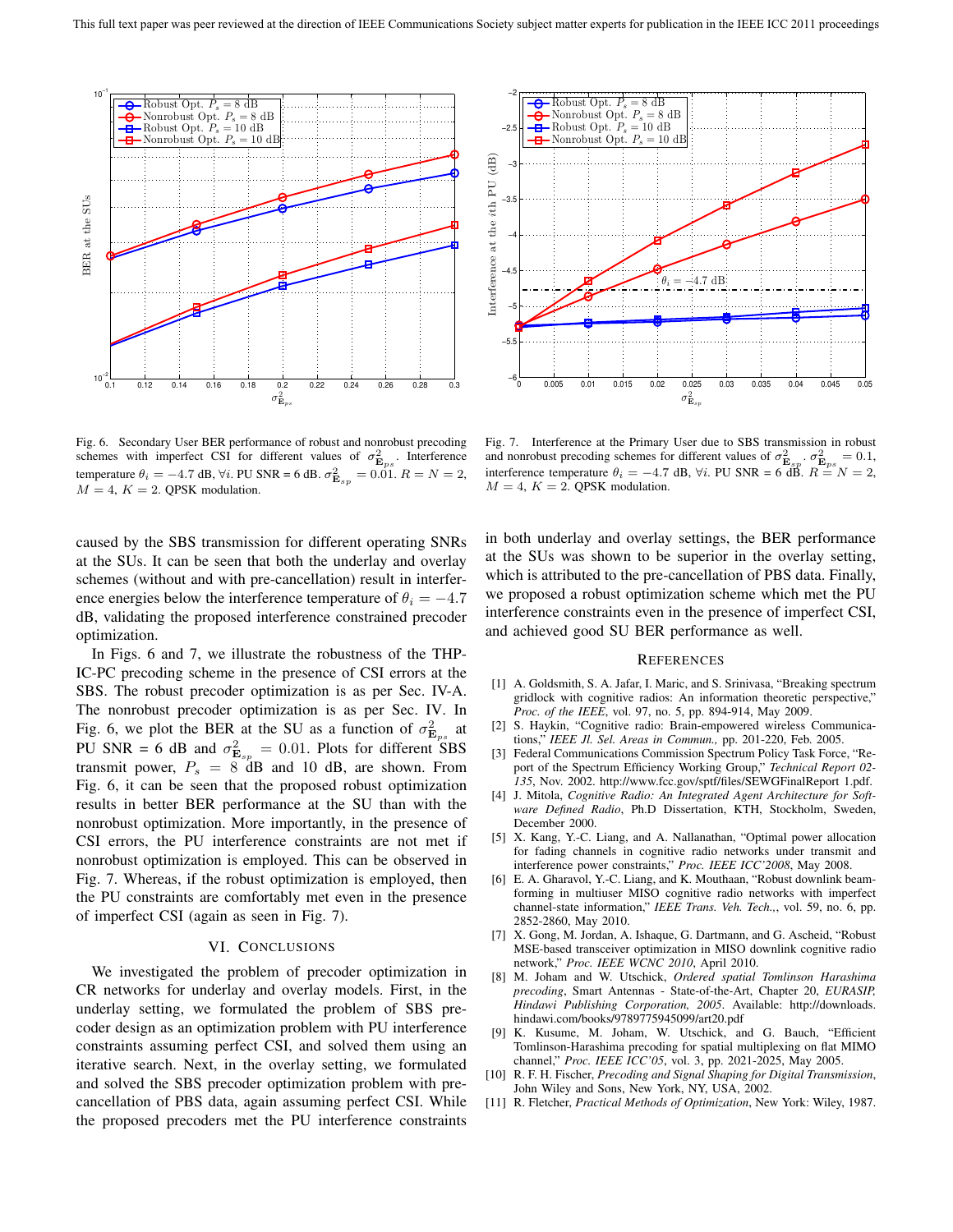Robust Opt. $P_s = 8$ dB
Nonrobust Opt. $P_s = 8$ dB
Robust Opt. $P_s = 10$ dB
Nonrobust Opt. $P_s = 10$ dB

BER at the SUs

$10^{-1}$
$10^{-2}$

0.1 0.12 0.14 0.16 0.18 0.2 0.22 0.24 0.26 0.28 0.3

$\sigma^2_{\mathbf{E}_{ps}}$

Fig. 6. Secondary User BER performance of robust and nonrobust precoding schemes with imperfect CSI for different values of $\sigma^2_{\mathbf{E}_{ps}}$. Interference temperature $\theta_i = -4.7$ dB, $\forall i$. PU SNR = 6 dB. $\sigma^2_{\mathbf{E}_{sp}} = 0.01$. $R = N = 2$, $M = 4$, $K = 2$. QPSK modulation.

Robust Opt. $P_s = 8$ dB
Nonrobust Opt. $P_s = 8$ dB
Robust Opt. $P_s = 10$ dB
Nonrobust Opt. $P_s = 10$ dB

Interference at the ith PU (dB)

−2
−2.5
−3
−3.5
−4
−4.5
−5
−5.5
−6

$\theta_i = -4.7$ dB

0 0.005 0.01 0.015 0.02 0.025 0.03 0.035 0.04 0.045 0.05

$\sigma^2_{\mathbf{E}_{sp}}$

Fig. 7. Interference at the Primary User due to SBS transmission in robust and nonrobust precoding schemes for different values of $\sigma^2_{\mathbf{E}_{sp}}$. $\sigma^2_{\mathbf{E}_{ps}} = 0.1$, interference temperature $\theta_i = -4.7$ dB, $\forall i$. PU SNR = 6 dB. $R = N = 2$, $M = 4$, $K = 2$. QPSK modulation.

caused by the SBS transmission for different operating SNRs at the SUs. It can be seen that both the underlay and overlay schemes (without and with pre-cancellation) result in interference energies below the interference temperature of $\theta_i = -4.7$ dB, validating the proposed interference constrained precoder optimization.

In Figs. 6 and 7, we illustrate the robustness of the THP-IC-PC precoding scheme in the presence of CSI errors at the SBS. The robust precoder optimization is as per Sec. IV-A. The nonrobust precoder optimization is as per Sec. IV. In Fig. 6, we plot the BER at the SU as a function of $\sigma^2_{\mathbf{E}_{ps}}$ at PU SNR = 6 dB and $\sigma^2_{\mathbf{E}_{sp}} = 0.01$. Plots for different SBS transmit power, $P_s = 8$ dB and 10 dB, are shown. From Fig. 6, it can be seen that the proposed robust optimization results in better BER performance at the SU than with the nonrobust optimization. More importantly, in the presence of CSI errors, the PU interference constraints are not met if nonrobust optimization is employed. This can be observed in Fig. 7. Whereas, if the robust optimization is employed, then the PU constraints are comfortably met even in the presence of imperfect CSI (again as seen in Fig. 7).

## VI. Conclusions

We investigated the problem of precoder optimization in CR networks for underlay and overlay models. First, in the underlay setting, we formulated the problem of SBS precoder design as an optimization problem with PU interference constraints assuming perfect CSI, and solved them using an iterative search. Next, in the overlay setting, we formulated and solved the SBS precoder optimization problem with pre-cancellation of PBS data, again assuming perfect CSI. While the proposed precoders met the PU interference constraints in both underlay and overlay settings, the BER performance at the SUs was shown to be superior in the overlay setting, which is attributed to the pre-cancellation of PBS data. Finally, we proposed a robust optimization scheme which met the PU interference constraints even in the presence of imperfect CSI, and achieved good SU BER performance as well.

## References

[1] A. Goldsmith, S. A. Jafar, I. Maric, and S. Srinivasa, "Breaking spectrum gridlock with cognitive radios: An information theoretic perspective," *Proc. of the IEEE*, vol. 97, no. 5, pp. 894-914, May 2009.

[2] S. Haykin, "Cognitive radio: Brain-empowered wireless Communications," *IEEE Jl. Sel. Areas in Commun.,* pp. 201-220, Feb. 2005.

[3] Federal Communications Commission Spectrum Policy Task Force, "Report of the Spectrum Efficiency Working Group," *Technical Report 02-135*, Nov. 2002. http://www.fcc.gov/sptf/files/SEWGFinalReport 1.pdf.

[4] J. Mitola, *Cognitive Radio: An Integrated Agent Architecture for Software Defined Radio*, Ph.D Dissertation, KTH, Stockholm, Sweden, December 2000.

[5] X. Kang, Y.-C. Liang, and A. Nallanathan, "Optimal power allocation for fading channels in cognitive radio networks under transmit and interference power constraints," *Proc. IEEE ICC'2008*, May 2008.

[6] E. A. Gharavol, Y.-C. Liang, and K. Mouthaan, "Robust downlink beamforming in multiuser MISO cognitive radio networks with imperfect channel-state information," *IEEE Trans. Veh. Tech.,*, vol. 59, no. 6, pp. 2852-2860, May 2010.

[7] X. Gong, M. Jordan, A. Ishaque, G. Dartmann, and G. Ascheid, "Robust MSE-based transceiver optimization in MISO downlink cognitive radio network," *Proc. IEEE WCNC 2010*, April 2010.

[8] M. Joham and W. Utschick, *Ordered spatial Tomlinson Harashima precoding*, Smart Antennas - State-of-the-Art, Chapter 20, *EURASIP, Hindawi Publishing Corporation, 2005.* Available: http://downloads.hindawi.com/books/9789775945099/art20.pdf

[9] K. Kusume, M. Joham, W. Utschick, and G. Bauch, "Efficient Tomlinson-Harashima precoding for spatial multiplexing on flat MIMO channel," *Proc. IEEE ICC'05*, vol. 3, pp. 2021-2025, May 2005.

[10] R. F. H. Fischer, *Precoding and Signal Shaping for Digital Transmission*, John Wiley and Sons, New York, NY, USA, 2002.

[11] R. Fletcher, *Practical Methods of Optimization*, New York: Wiley, 1987.